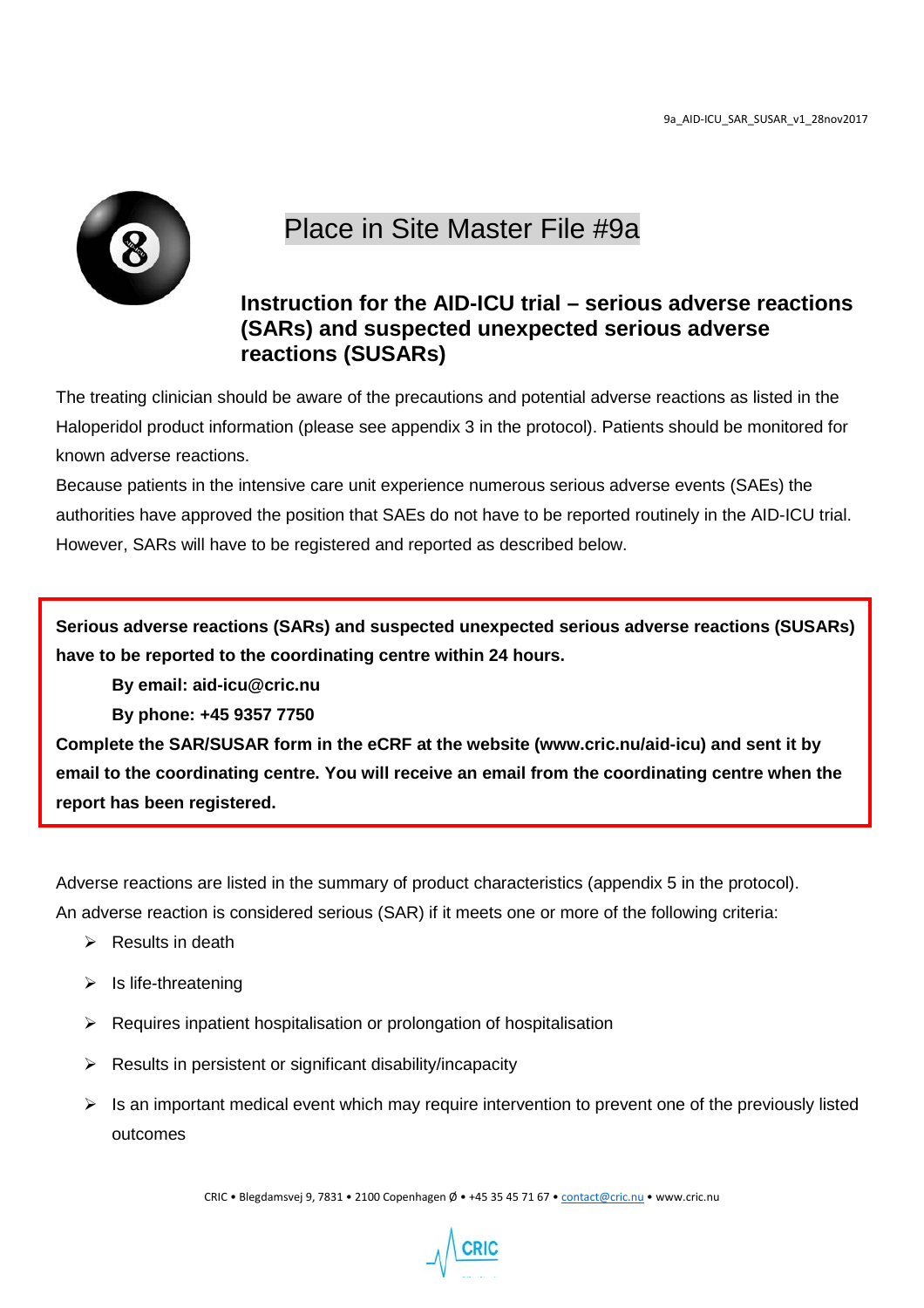# Place in Site Master File #9a

## Instruction for the AID-ICU trial – serious adverse reactions (SARs) and suspected unexpected serious adverse reactions (SUSARs)

The treating clinician should be aware of the precautions and potential adverse reactions as listed in the Haloperidol product information (please see appendix 3 in the protocol). Patients should be monitored for known adverse reactions.

Because patients in the intensive care unit experience numerous serious adverse events (SAEs) the authorities have approved the position that SAEs do not have to be reported routinely in the AID-ICU trial. However, SARs will have to be registered and reported as described below.

**Serious adverse reactions (SARs) and suspected unexpected serious adverse reactions (SUSARs) have to be reported to the coordinating centre within 24 hours.**

**By email: aid-icu@cric.nu**

**By phone: +45 9357 7750**

**Complete the SAR/SUSAR form in the eCRF at the website (www.cric.nu/aid-icu) and sent it by email to the coordinating centre. You will receive an email from the coordinating centre when the report has been registered.**

Adverse reactions are listed in the summary of product characteristics (appendix 5 in the protocol).

An adverse reaction is considered serious (SAR) if it meets one or more of the following criteria:

- Results in death
- Is life-threatening
- Requires inpatient hospitalisation or prolongation of hospitalisation
- Results in persistent or significant disability/incapacity
- Is an important medical event which may require intervention to prevent one of the previously listed outcomes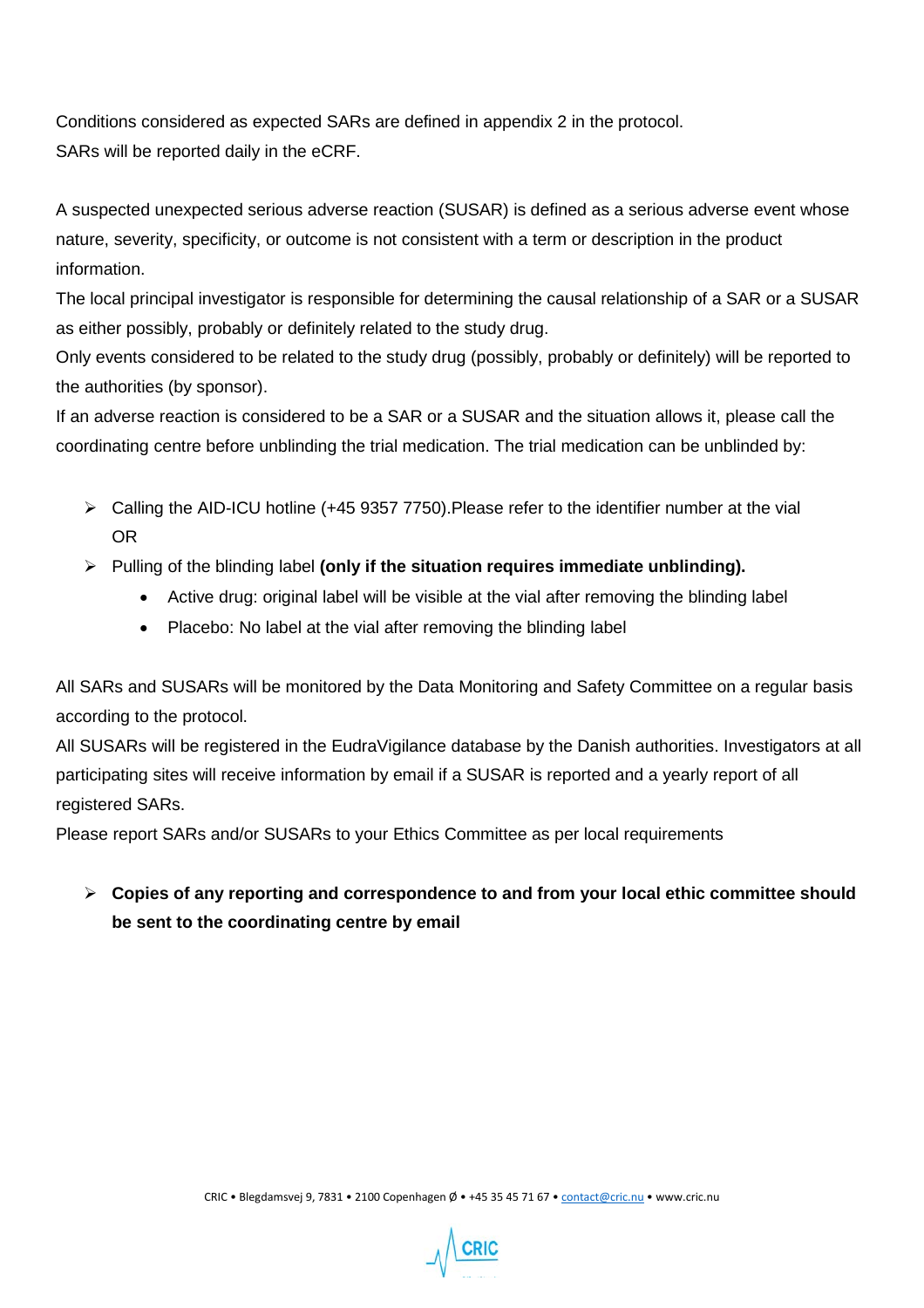Conditions considered as expected SARs are defined in appendix 2 in the protocol.
SARs will be reported daily in the eCRF.

A suspected unexpected serious adverse reaction (SUSAR) is defined as a serious adverse event whose nature, severity, specificity, or outcome is not consistent with a term or description in the product information.
The local principal investigator is responsible for determining the causal relationship of a SAR or a SUSAR as either possibly, probably or definitely related to the study drug.
Only events considered to be related to the study drug (possibly, probably or definitely) will be reported to the authorities (by sponsor).
If an adverse reaction is considered to be a SAR or a SUSAR and the situation allows it, please call the coordinating centre before unblinding the trial medication. The trial medication can be unblinded by:

- Calling the AID-ICU hotline (+45 9357 7750).Please refer to the identifier number at the vial OR
- Pulling of the blinding label **(only if the situation requires immediate unblinding).**
    - Active drug: original label will be visible at the vial after removing the blinding label
    - Placebo: No label at the vial after removing the blinding label

All SARs and SUSARs will be monitored by the Data Monitoring and Safety Committee on a regular basis according to the protocol.
All SUSARs will be registered in the EudraVigilance database by the Danish authorities. Investigators at all participating sites will receive information by email if a SUSAR is reported and a yearly report of all registered SARs.
Please report SARs and/or SUSARs to your Ethics Committee as per local requirements

- **Copies of any reporting and correspondence to and from your local ethic committee should be sent to the coordinating centre by email**